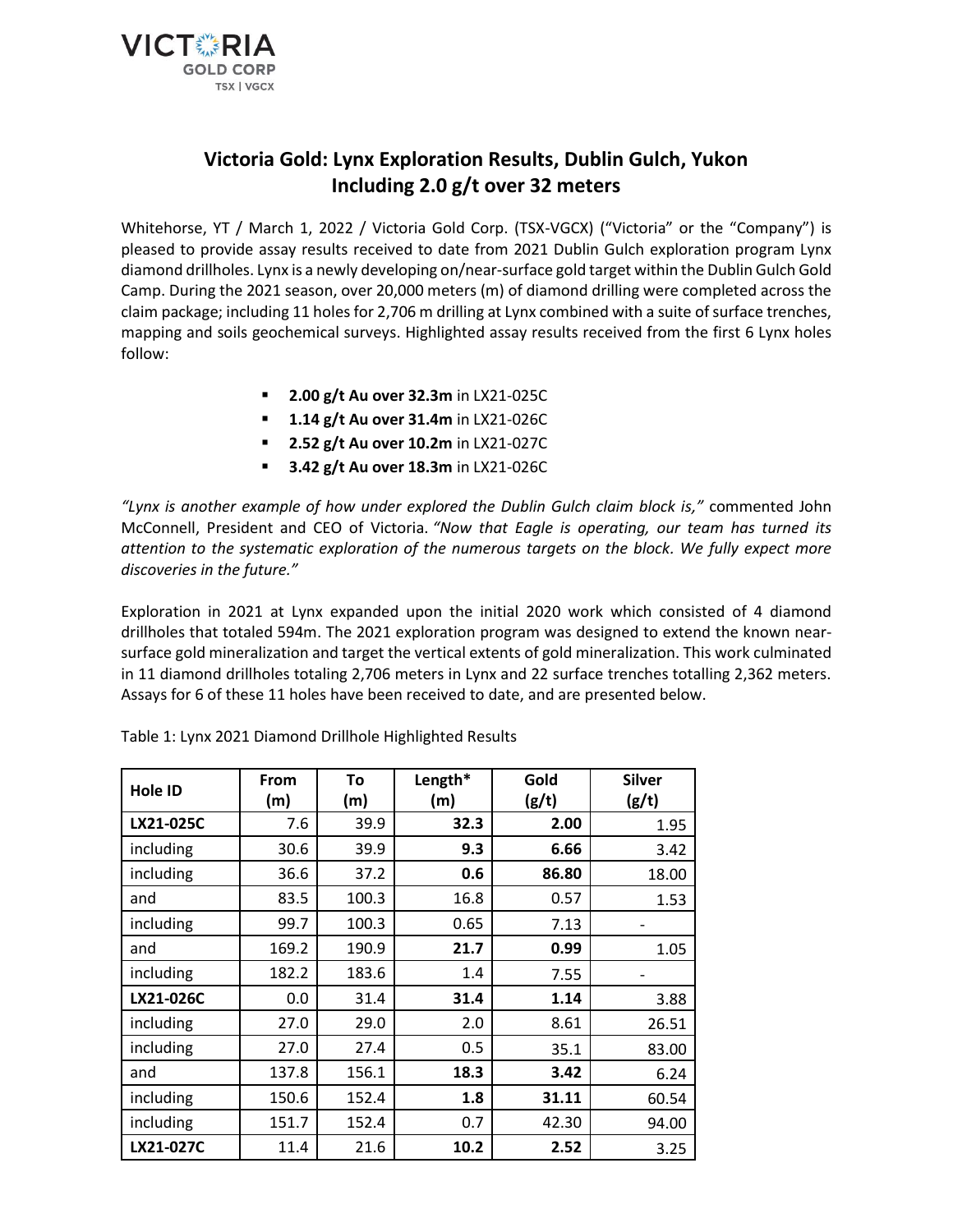# Victoria Gold: Lynx Exploration Results, Dublin Gulch, Yukon Including 2.0 g/t over 32 meters

Whitehorse, YT / March 1, 2022 / Victoria Gold Corp. (TSX-VGCX) ("Victoria" or the "Company") is pleased to provide assay results received to date from 2021 Dublin Gulch exploration program Lynx diamond drillholes. Lynx is a newly developing on/near-surface gold target within the Dublin Gulch Gold Camp. During the 2021 season, over 20,000 meters (m) of diamond drilling were completed across the claim package; including 11 holes for 2,706 m drilling at Lynx combined with a suite of surface trenches, mapping and soils geochemical surveys. Highlighted assay results received from the first 6 Lynx holes follow:

- **2.00 g/t Au over 32.3m** in LX21-025C
- **1.14 g/t Au over 31.4m** in LX21-026C
- **2.52 g/t Au over 10.2m** in LX21-027C
- **3.42 g/t Au over 18.3m** in LX21-026C

*"Lynx is another example of how under explored the Dublin Gulch claim block is,"* commented John McConnell, President and CEO of Victoria. *"Now that Eagle is operating, our team has turned its attention to the systematic exploration of the numerous targets on the block. We fully expect more discoveries in the future."*

Exploration in 2021 at Lynx expanded upon the initial 2020 work which consisted of 4 diamond drillholes that totaled 594m. The 2021 exploration program was designed to extend the known near-surface gold mineralization and target the vertical extents of gold mineralization. This work culminated in 11 diamond drillholes totaling 2,706 meters in Lynx and 22 surface trenches totalling 2,362 meters. Assays for 6 of these 11 holes have been received to date, and are presented below.

Table 1: Lynx 2021 Diamond Drillhole Highlighted Results

| Hole ID | From (m) | To (m) | Length* (m) | Gold (g/t) | Silver (g/t) |
|---|---|---|---|---|---|
| **LX21-025C** | 7.6 | 39.9 | **32.3** | **2.00** | 1.95 |
| including | 30.6 | 39.9 | **9.3** | **6.66** | 3.42 |
| including | 36.6 | 37.2 | **0.6** | **86.80** | 18.00 |
| and | 83.5 | 100.3 | 16.8 | 0.57 | 1.53 |
| including | 99.7 | 100.3 | 0.65 | 7.13 | - |
| and | 169.2 | 190.9 | **21.7** | **0.99** | 1.05 |
| including | 182.2 | 183.6 | 1.4 | 7.55 | - |
| **LX21-026C** | 0.0 | 31.4 | **31.4** | **1.14** | 3.88 |
| including | 27.0 | 29.0 | 2.0 | 8.61 | 26.51 |
| including | 27.0 | 27.4 | 0.5 | 35.1 | 83.00 |
| and | 137.8 | 156.1 | **18.3** | **3.42** | 6.24 |
| including | 150.6 | 152.4 | **1.8** | **31.11** | 60.54 |
| including | 151.7 | 152.4 | 0.7 | 42.30 | 94.00 |
| **LX21-027C** | 11.4 | 21.6 | **10.2** | **2.52** | 3.25 |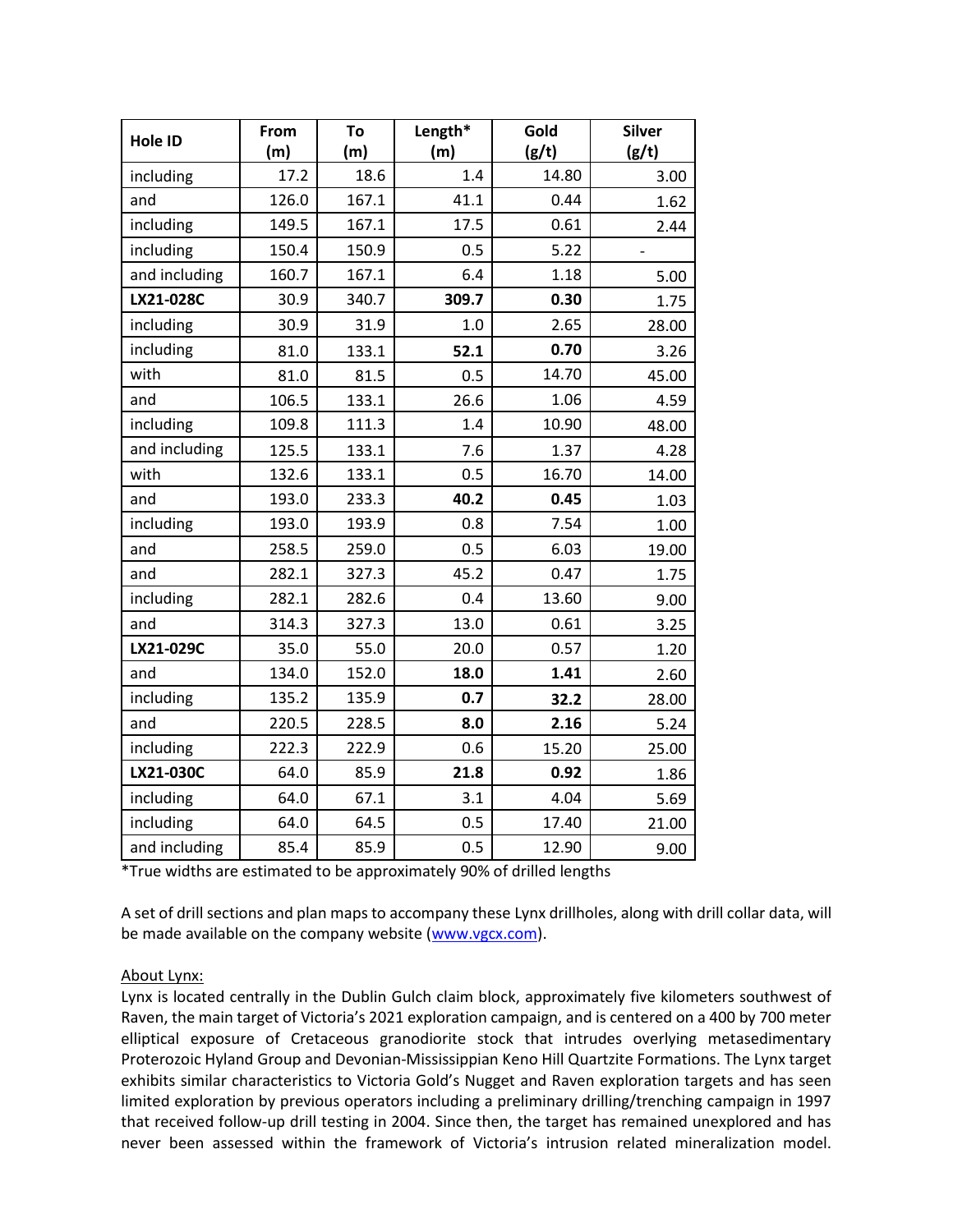| Hole ID | From (m) | To (m) | Length* (m) | Gold (g/t) | Silver (g/t) |
|---|---|---|---|---|---|
| including | 17.2 | 18.6 | 1.4 | 14.80 | 3.00 |
| and | 126.0 | 167.1 | 41.1 | 0.44 | 1.62 |
| including | 149.5 | 167.1 | 17.5 | 0.61 | 2.44 |
| including | 150.4 | 150.9 | 0.5 | 5.22 | - |
| and including | 160.7 | 167.1 | 6.4 | 1.18 | 5.00 |
| **LX21-028C** | 30.9 | 340.7 | **309.7** | **0.30** | 1.75 |
| including | 30.9 | 31.9 | 1.0 | 2.65 | 28.00 |
| including | 81.0 | 133.1 | **52.1** | **0.70** | 3.26 |
| with | 81.0 | 81.5 | 0.5 | 14.70 | 45.00 |
| and | 106.5 | 133.1 | 26.6 | 1.06 | 4.59 |
| including | 109.8 | 111.3 | 1.4 | 10.90 | 48.00 |
| and including | 125.5 | 133.1 | 7.6 | 1.37 | 4.28 |
| with | 132.6 | 133.1 | 0.5 | 16.70 | 14.00 |
| and | 193.0 | 233.3 | **40.2** | **0.45** | 1.03 |
| including | 193.0 | 193.9 | 0.8 | 7.54 | 1.00 |
| and | 258.5 | 259.0 | 0.5 | 6.03 | 19.00 |
| and | 282.1 | 327.3 | 45.2 | 0.47 | 1.75 |
| including | 282.1 | 282.6 | 0.4 | 13.60 | 9.00 |
| and | 314.3 | 327.3 | 13.0 | 0.61 | 3.25 |
| **LX21-029C** | 35.0 | 55.0 | 20.0 | 0.57 | 1.20 |
| and | 134.0 | 152.0 | **18.0** | **1.41** | 2.60 |
| including | 135.2 | 135.9 | **0.7** | **32.2** | 28.00 |
| and | 220.5 | 228.5 | **8.0** | **2.16** | 5.24 |
| including | 222.3 | 222.9 | 0.6 | 15.20 | 25.00 |
| **LX21-030C** | 64.0 | 85.9 | **21.8** | **0.92** | 1.86 |
| including | 64.0 | 67.1 | 3.1 | 4.04 | 5.69 |
| including | 64.0 | 64.5 | 0.5 | 17.40 | 21.00 |
| and including | 85.4 | 85.9 | 0.5 | 12.90 | 9.00 |

*True widths are estimated to be approximately 90% of drilled lengths

A set of drill sections and plan maps to accompany these Lynx drillholes, along with drill collar data, will be made available on the company website (www.vgcx.com).

About Lynx:

Lynx is located centrally in the Dublin Gulch claim block, approximately five kilometers southwest of Raven, the main target of Victoria's 2021 exploration campaign, and is centered on a 400 by 700 meter elliptical exposure of Cretaceous granodiorite stock that intrudes overlying metasedimentary Proterozoic Hyland Group and Devonian-Mississippian Keno Hill Quartzite Formations. The Lynx target exhibits similar characteristics to Victoria Gold's Nugget and Raven exploration targets and has seen limited exploration by previous operators including a preliminary drilling/trenching campaign in 1997 that received follow-up drill testing in 2004. Since then, the target has remained unexplored and has never been assessed within the framework of Victoria's intrusion related mineralization model.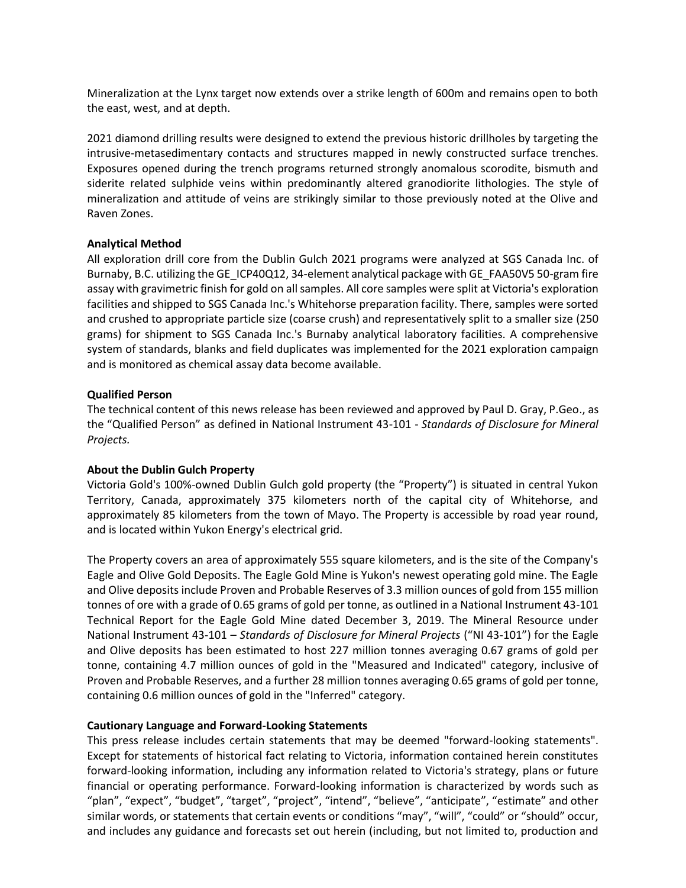Mineralization at the Lynx target now extends over a strike length of 600m and remains open to both the east, west, and at depth.

2021 diamond drilling results were designed to extend the previous historic drillholes by targeting the intrusive-metasedimentary contacts and structures mapped in newly constructed surface trenches. Exposures opened during the trench programs returned strongly anomalous scorodite, bismuth and siderite related sulphide veins within predominantly altered granodiorite lithologies. The style of mineralization and attitude of veins are strikingly similar to those previously noted at the Olive and Raven Zones.

**Analytical Method**

All exploration drill core from the Dublin Gulch 2021 programs were analyzed at SGS Canada Inc. of Burnaby, B.C. utilizing the GE_ICP40Q12, 34-element analytical package with GE_FAA50V5 50-gram fire assay with gravimetric finish for gold on all samples. All core samples were split at Victoria's exploration facilities and shipped to SGS Canada Inc.'s Whitehorse preparation facility. There, samples were sorted and crushed to appropriate particle size (coarse crush) and representatively split to a smaller size (250 grams) for shipment to SGS Canada Inc.'s Burnaby analytical laboratory facilities. A comprehensive system of standards, blanks and field duplicates was implemented for the 2021 exploration campaign and is monitored as chemical assay data become available.

**Qualified Person**

The technical content of this news release has been reviewed and approved by Paul D. Gray, P.Geo., as the "Qualified Person" as defined in National Instrument 43-101 - *Standards of Disclosure for Mineral Projects.*

**About the Dublin Gulch Property**

Victoria Gold's 100%-owned Dublin Gulch gold property (the "Property") is situated in central Yukon Territory, Canada, approximately 375 kilometers north of the capital city of Whitehorse, and approximately 85 kilometers from the town of Mayo. The Property is accessible by road year round, and is located within Yukon Energy's electrical grid.

The Property covers an area of approximately 555 square kilometers, and is the site of the Company's Eagle and Olive Gold Deposits. The Eagle Gold Mine is Yukon's newest operating gold mine. The Eagle and Olive deposits include Proven and Probable Reserves of 3.3 million ounces of gold from 155 million tonnes of ore with a grade of 0.65 grams of gold per tonne, as outlined in a National Instrument 43-101 Technical Report for the Eagle Gold Mine dated December 3, 2019. The Mineral Resource under National Instrument 43-101 – *Standards of Disclosure for Mineral Projects* ("NI 43-101") for the Eagle and Olive deposits has been estimated to host 227 million tonnes averaging 0.67 grams of gold per tonne, containing 4.7 million ounces of gold in the "Measured and Indicated" category, inclusive of Proven and Probable Reserves, and a further 28 million tonnes averaging 0.65 grams of gold per tonne, containing 0.6 million ounces of gold in the "Inferred" category.

**Cautionary Language and Forward-Looking Statements**

This press release includes certain statements that may be deemed "forward-looking statements". Except for statements of historical fact relating to Victoria, information contained herein constitutes forward-looking information, including any information related to Victoria's strategy, plans or future financial or operating performance. Forward-looking information is characterized by words such as "plan", "expect", "budget", "target", "project", "intend", "believe", "anticipate", "estimate" and other similar words, or statements that certain events or conditions "may", "will", "could" or "should" occur, and includes any guidance and forecasts set out herein (including, but not limited to, production and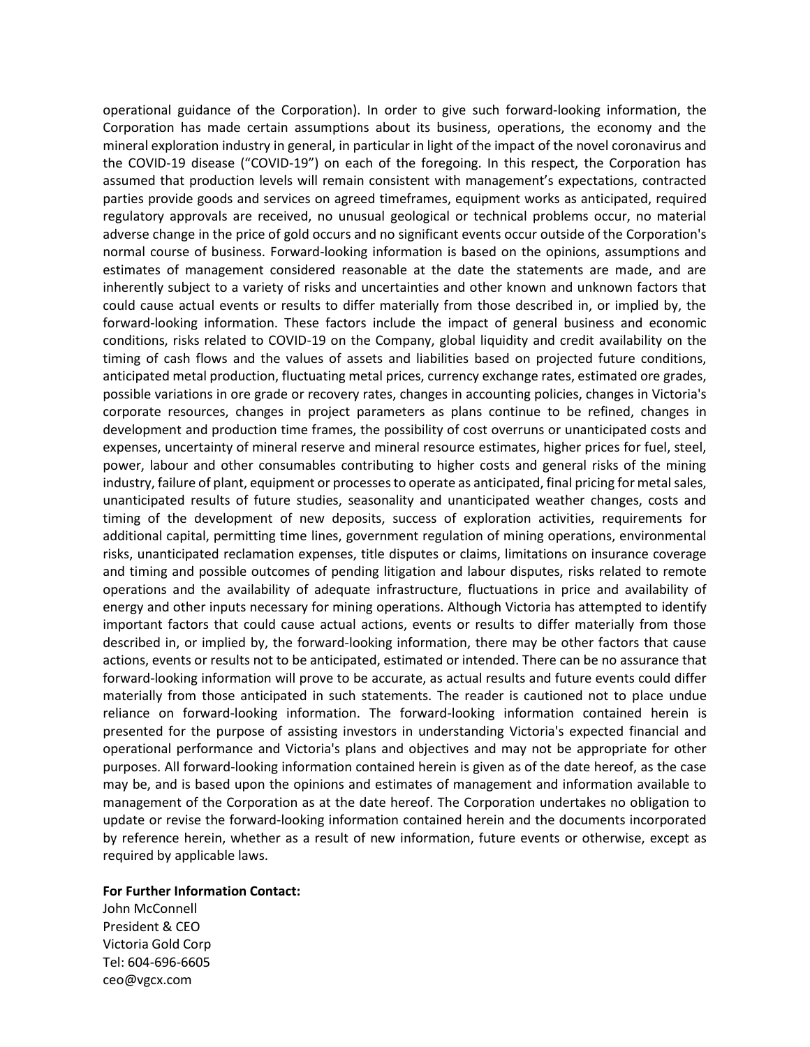operational guidance of the Corporation). In order to give such forward-looking information, the Corporation has made certain assumptions about its business, operations, the economy and the mineral exploration industry in general, in particular in light of the impact of the novel coronavirus and the COVID-19 disease ("COVID-19") on each of the foregoing. In this respect, the Corporation has assumed that production levels will remain consistent with management's expectations, contracted parties provide goods and services on agreed timeframes, equipment works as anticipated, required regulatory approvals are received, no unusual geological or technical problems occur, no material adverse change in the price of gold occurs and no significant events occur outside of the Corporation's normal course of business. Forward-looking information is based on the opinions, assumptions and estimates of management considered reasonable at the date the statements are made, and are inherently subject to a variety of risks and uncertainties and other known and unknown factors that could cause actual events or results to differ materially from those described in, or implied by, the forward-looking information. These factors include the impact of general business and economic conditions, risks related to COVID-19 on the Company, global liquidity and credit availability on the timing of cash flows and the values of assets and liabilities based on projected future conditions, anticipated metal production, fluctuating metal prices, currency exchange rates, estimated ore grades, possible variations in ore grade or recovery rates, changes in accounting policies, changes in Victoria's corporate resources, changes in project parameters as plans continue to be refined, changes in development and production time frames, the possibility of cost overruns or unanticipated costs and expenses, uncertainty of mineral reserve and mineral resource estimates, higher prices for fuel, steel, power, labour and other consumables contributing to higher costs and general risks of the mining industry, failure of plant, equipment or processes to operate as anticipated, final pricing for metal sales, unanticipated results of future studies, seasonality and unanticipated weather changes, costs and timing of the development of new deposits, success of exploration activities, requirements for additional capital, permitting time lines, government regulation of mining operations, environmental risks, unanticipated reclamation expenses, title disputes or claims, limitations on insurance coverage and timing and possible outcomes of pending litigation and labour disputes, risks related to remote operations and the availability of adequate infrastructure, fluctuations in price and availability of energy and other inputs necessary for mining operations. Although Victoria has attempted to identify important factors that could cause actual actions, events or results to differ materially from those described in, or implied by, the forward-looking information, there may be other factors that cause actions, events or results not to be anticipated, estimated or intended. There can be no assurance that forward-looking information will prove to be accurate, as actual results and future events could differ materially from those anticipated in such statements. The reader is cautioned not to place undue reliance on forward-looking information. The forward-looking information contained herein is presented for the purpose of assisting investors in understanding Victoria's expected financial and operational performance and Victoria's plans and objectives and may not be appropriate for other purposes. All forward-looking information contained herein is given as of the date hereof, as the case may be, and is based upon the opinions and estimates of management and information available to management of the Corporation as at the date hereof. The Corporation undertakes no obligation to update or revise the forward-looking information contained herein and the documents incorporated by reference herein, whether as a result of new information, future events or otherwise, except as required by applicable laws.

**For Further Information Contact:**

John McConnell
President & CEO
Victoria Gold Corp
Tel: 604-696-6605
ceo@vgcx.com